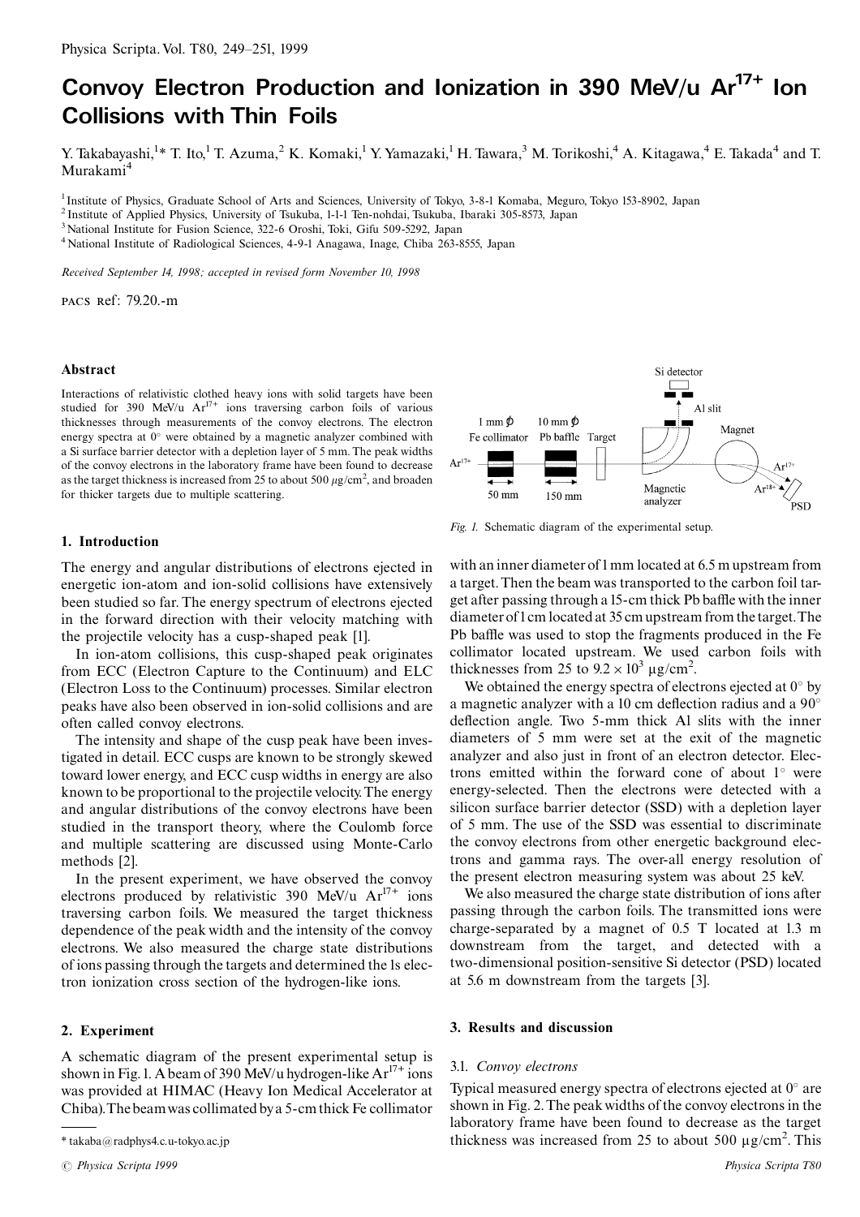# Convoy Electron Production and Ionization in 390 MeV/u $Ar^{17+}$ Ion Collisions with Thin Foils

Y. Takabayashi,[1]* T. Ito,[1] T. Azuma,[2] K. Komaki,[1] Y. Yamazaki,[1] H. Tawara,[3] M. Torikoshi,[4] A. Kitagawa,[4] E. Takada[4] and T. Murakami[4]

[1] Institute of Physics, Graduate School of Arts and Sciences, University of Tokyo, 3-8-1 Komaba, Meguro, Tokyo 153-8902, Japan
[2] Institute of Applied Physics, University of Tsukuba, 1-1-1 Ten-nohdai, Tsukuba, Ibaraki 305-8573, Japan
[3] National Institute for Fusion Science, 322-6 Oroshi, Toki, Gifu 509-5292, Japan
[4] National Institute of Radiological Sciences, 4-9-1 Anagawa, Inage, Chiba 263-8555, Japan

*Received September 14, 1998; accepted in revised form November 10, 1998*

PACS Ref: 79.20.-m

### Abstract

Interactions of relativistic clothed heavy ions with solid targets have been studied for 390 MeV/u $Ar^{17+}$ ions traversing carbon foils of various thicknesses through measurements of the convoy electrons. The electron energy spectra at 0° were obtained by a magnetic analyzer combined with a Si surface barrier detector with a depletion layer of 5 mm. The peak widths of the convoy electrons in the laboratory frame have been found to decrease as the target thickness is increased from 25 to about 500 $\mu g/cm^2$, and broaden for thicker targets due to multiple scattering.

## 1. Introduction

The energy and angular distributions of electrons ejected in energetic ion-atom and ion-solid collisions have extensively been studied so far. The energy spectrum of electrons ejected in the forward direction with their velocity matching with the projectile velocity has a cusp-shaped peak [1].

In ion-atom collisions, this cusp-shaped peak originates from ECC (Electron Capture to the Continuum) and ELC (Electron Loss to the Continuum) processes. Similar electron peaks have also been observed in ion-solid collisions and are often called convoy electrons.

The intensity and shape of the cusp peak have been investigated in detail. ECC cusps are known to be strongly skewed toward lower energy, and ECC cusp widths in energy are also known to be proportional to the projectile velocity. The energy and angular distributions of the convoy electrons have been studied in the transport theory, where the Coulomb force and multiple scattering are discussed using Monte-Carlo methods [2].

In the present experiment, we have observed the convoy electrons produced by relativistic 390 MeV/u $Ar^{17+}$ ions traversing carbon foils. We measured the target thickness dependence of the peak width and the intensity of the convoy electrons. We also measured the charge state distributions of ions passing through the targets and determined the 1s electron ionization cross section of the hydrogen-like ions.

## 2. Experiment

A schematic diagram of the present experimental setup is shown in Fig. 1. A beam of 390 MeV/u hydrogen-like $Ar^{17+}$ ions was provided at HIMAC (Heavy Ion Medical Accelerator at Chiba). The beam was collimated by a 5-cm thick Fe collimator with an inner diameter of 1 mm located at 6.5 m upstream from a target. Then the beam was transported to the carbon foil target after passing through a 15-cm thick Pb baffle with the inner diameter of 1 cm located at 35 cm upstream from the target. The Pb baffle was used to stop the fragments produced in the Fe collimator located upstream. We used carbon foils with thicknesses from 25 to $9.2 \times 10^3$ $\mu g/cm^2$.

*Fig. 1.* Schematic diagram of the experimental setup.

We obtained the energy spectra of electrons ejected at 0° by a magnetic analyzer with a 10 cm deflection radius and a 90° deflection angle. Two 5-mm thick Al slits with the inner diameters of 5 mm were set at the exit of the magnetic analyzer and also just in front of an electron detector. Electrons emitted within the forward cone of about 1° were energy-selected. Then the electrons were detected with a silicon surface barrier detector (SSD) with a depletion layer of 5 mm. The use of the SSD was essential to discriminate the convoy electrons from other energetic background electrons and gamma rays. The over-all energy resolution of the present electron measuring system was about 25 keV.

We also measured the charge state distribution of ions after passing through the carbon foils. The transmitted ions were charge-separated by a magnet of 0.5 T located at 1.3 m downstream from the target, and detected with a two-dimensional position-sensitive Si detector (PSD) located at 5.6 m downstream from the targets [3].

## 3. Results and discussion

### 3.1. *Convoy electrons*

Typical measured energy spectra of electrons ejected at 0° are shown in Fig. 2. The peak widths of the convoy electrons in the laboratory frame have been found to decrease as the target thickness was increased from 25 to about 500 $\mu g/cm^2$. This

\* takaba@radphys4.c.u-tokyo.ac.jp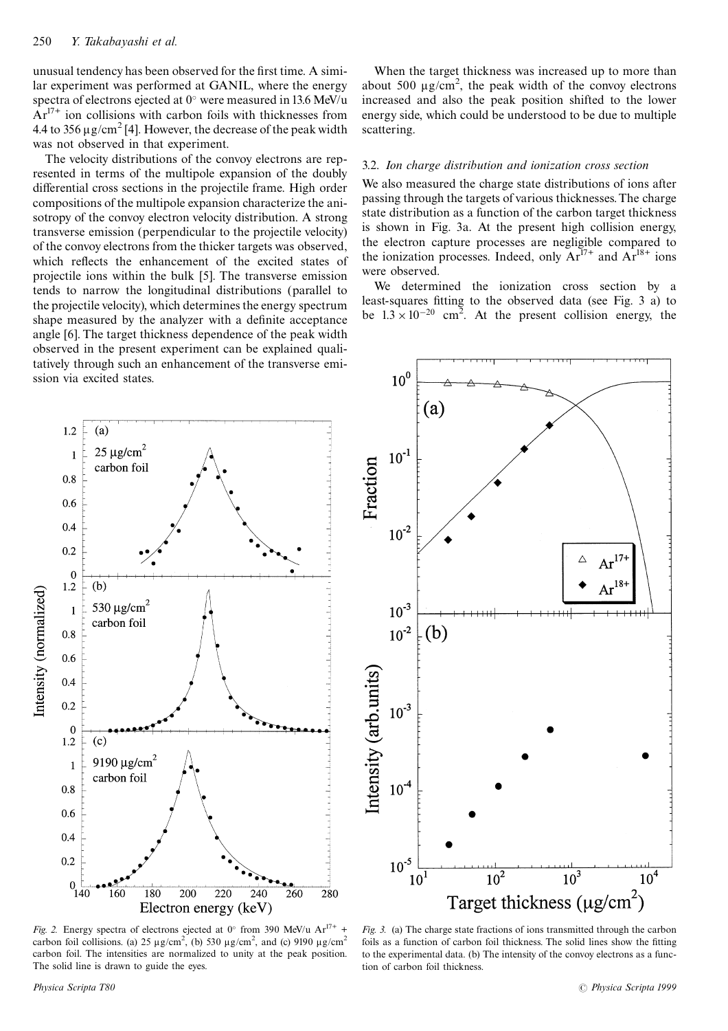unusual tendency has been observed for the first time. A similar experiment was performed at GANIL, where the energy spectra of electrons ejected at 0° were measured in 13.6 MeV/u $Ar^{17+}$ ion collisions with carbon foils with thicknesses from 4.4 to 356 μg/cm$^2$ [4]. However, the decrease of the peak width was not observed in that experiment.

The velocity distributions of the convoy electrons are represented in terms of the multipole expansion of the doubly differential cross sections in the projectile frame. High order compositions of the multipole expansion characterize the anisotropy of the convoy electron velocity distribution. A strong transverse emission (perpendicular to the projectile velocity) of the convoy electrons from the thicker targets was observed, which reflects the enhancement of the excited states of projectile ions within the bulk [5]. The transverse emission tends to narrow the longitudinal distributions (parallel to the projectile velocity), which determines the energy spectrum shape measured by the analyzer with a definite acceptance angle [6]. The target thickness dependence of the peak width observed in the present experiment can be explained qualitatively through such an enhancement of the transverse emission via excited states.

When the target thickness was increased up to more than about 500 μg/cm$^2$, the peak width of the convoy electrons increased and also the peak position shifted to the lower energy side, which could be understood to be due to multiple scattering.

### 3.2. *Ion charge distribution and ionization cross section*

We also measured the charge state distributions of ions after passing through the targets of various thicknesses. The charge state distribution as a function of the carbon target thickness is shown in Fig. 3a. At the present high collision energy, the electron capture processes are negligible compared to the ionization processes. Indeed, only $Ar^{17+}$ and $Ar^{18+}$ ions were observed.

We determined the ionization cross section by a least-squares fitting to the observed data (see Fig. 3 a) to be $1.3 \times 10^{-20}$ cm$^2$. At the present collision energy, the

*Fig. 2.* Energy spectra of electrons ejected at 0° from 390 MeV/u $Ar^{17+}$ + carbon foil collisions. (a) 25 μg/cm$^2$, (b) 530 μg/cm$^2$, and (c) 9190 μg/cm$^2$ carbon foil. The intensities are normalized to unity at the peak position. The solid line is drawn to guide the eyes.

*Fig. 3.* (a) The charge state fractions of ions transmitted through the carbon foils as a function of carbon foil thickness. The solid lines show the fitting to the experimental data. (b) The intensity of the convoy electrons as a function of carbon foil thickness.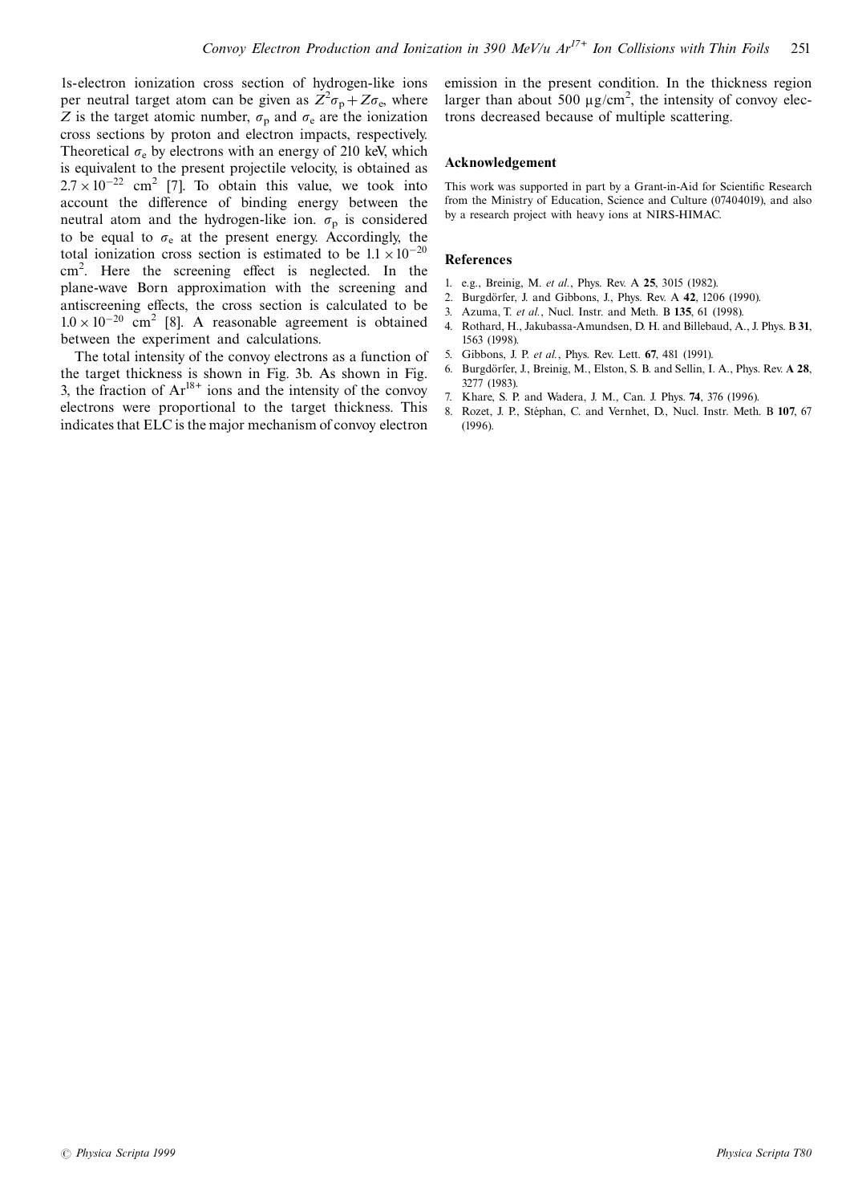1s-electron ionization cross section of hydrogen-like ions per neutral target atom can be given as $Z^2\sigma_p + Z\sigma_e$, where $Z$ is the target atomic number, $\sigma_p$ and $\sigma_e$ are the ionization cross sections by proton and electron impacts, respectively. Theoretical $\sigma_e$ by electrons with an energy of 210 keV, which is equivalent to the present projectile velocity, is obtained as $2.7 \times 10^{-22}$ cm$^2$ [7]. To obtain this value, we took into account the difference of binding energy between the neutral atom and the hydrogen-like ion. $\sigma_p$ is considered to be equal to $\sigma_e$ at the present energy. Accordingly, the total ionization cross section is estimated to be $1.1 \times 10^{-20}$ cm$^2$. Here the screening effect is neglected. In the plane-wave Born approximation with the screening and antiscreening effects, the cross section is calculated to be $1.0 \times 10^{-20}$ cm$^2$ [8]. A reasonable agreement is obtained between the experiment and calculations.

The total intensity of the convoy electrons as a function of the target thickness is shown in Fig. 3b. As shown in Fig. 3, the fraction of $Ar^{18+}$ ions and the intensity of the convoy electrons were proportional to the target thickness. This indicates that ELC is the major mechanism of convoy electron emission in the present condition. In the thickness region larger than about 500 μg/cm$^2$, the intensity of convoy electrons decreased because of multiple scattering.

## Acknowledgement

This work was supported in part by a Grant-in-Aid for Scientific Research from the Ministry of Education, Science and Culture (07404019), and also by a research project with heavy ions at NIRS-HIMAC.

## References

1. e.g., Breinig, M. *et al.*, Phys. Rev. A **25**, 3015 (1982).
2. Burgdörfer, J. and Gibbons, J., Phys. Rev. A **42**, 1206 (1990).
3. Azuma, T. *et al.*, Nucl. Instr. and Meth. B **135**, 61 (1998).
4. Rothard, H., Jakubassa-Amundsen, D. H. and Billebaud, A., J. Phys. B **31**, 1563 (1998).
5. Gibbons, J. P. *et al.*, Phys. Rev. Lett. **67**, 481 (1991).
6. Burgdörfer, J., Breinig, M., Elston, S. B. and Sellin, I. A., Phys. Rev. **A 28**, 3277 (1983).
7. Khare, S. P. and Wadera, J. M., Can. J. Phys. **74**, 376 (1996).
8. Rozet, J. P., Stéphan, C. and Vernhet, D., Nucl. Instr. Meth. B **107**, 67 (1996).